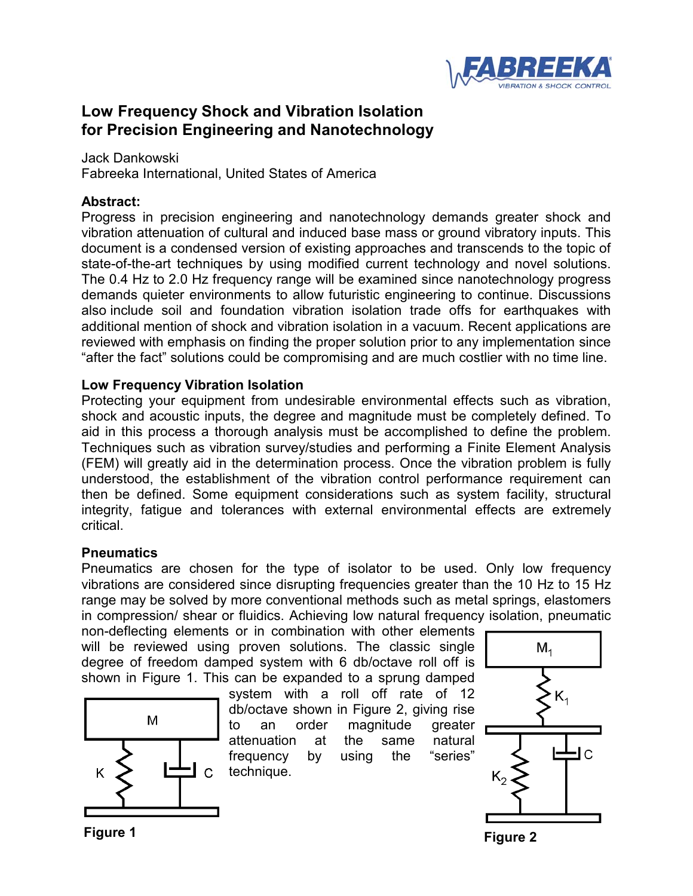# Low Frequency Shock and Vibration Isolation for Precision Engineering and Nanotechnology

Jack Dankowski
Fabreeka International, United States of America

**Abstract:**
Progress in precision engineering and nanotechnology demands greater shock and vibration attenuation of cultural and induced base mass or ground vibratory inputs. This document is a condensed version of existing approaches and transcends to the topic of state-of-the-art techniques by using modified current technology and novel solutions. The 0.4 Hz to 2.0 Hz frequency range will be examined since nanotechnology progress demands quieter environments to allow futuristic engineering to continue. Discussions also include soil and foundation vibration isolation trade offs for earthquakes with additional mention of shock and vibration isolation in a vacuum. Recent applications are reviewed with emphasis on finding the proper solution prior to any implementation since "after the fact" solutions could be compromising and are much costlier with no time line.

**Low Frequency Vibration Isolation**
Protecting your equipment from undesirable environmental effects such as vibration, shock and acoustic inputs, the degree and magnitude must be completely defined. To aid in this process a thorough analysis must be accomplished to define the problem. Techniques such as vibration survey/studies and performing a Finite Element Analysis (FEM) will greatly aid in the determination process. Once the vibration problem is fully understood, the establishment of the vibration control performance requirement can then be defined. Some equipment considerations such as system facility, structural integrity, fatigue and tolerances with external environmental effects are extremely critical.

**Pneumatics**
Pneumatics are chosen for the type of isolator to be used. Only low frequency vibrations are considered since disrupting frequencies greater than the 10 Hz to 15 Hz range may be solved by more conventional methods such as metal springs, elastomers in compression/ shear or fluidics. Achieving low natural frequency isolation, pneumatic non-deflecting elements or in combination with other elements will be reviewed using proven solutions. The classic single degree of freedom damped system with 6 db/octave roll off is shown in Figure 1. This can be expanded to a sprung damped system with a roll off rate of 12 db/octave shown in Figure 2, giving rise to an order magnitude greater attenuation at the same natural frequency by using the "series" technique.

M, K, C

**Figure 1**

$M_1$, $K_1$, $K_2$, C

**Figure 2**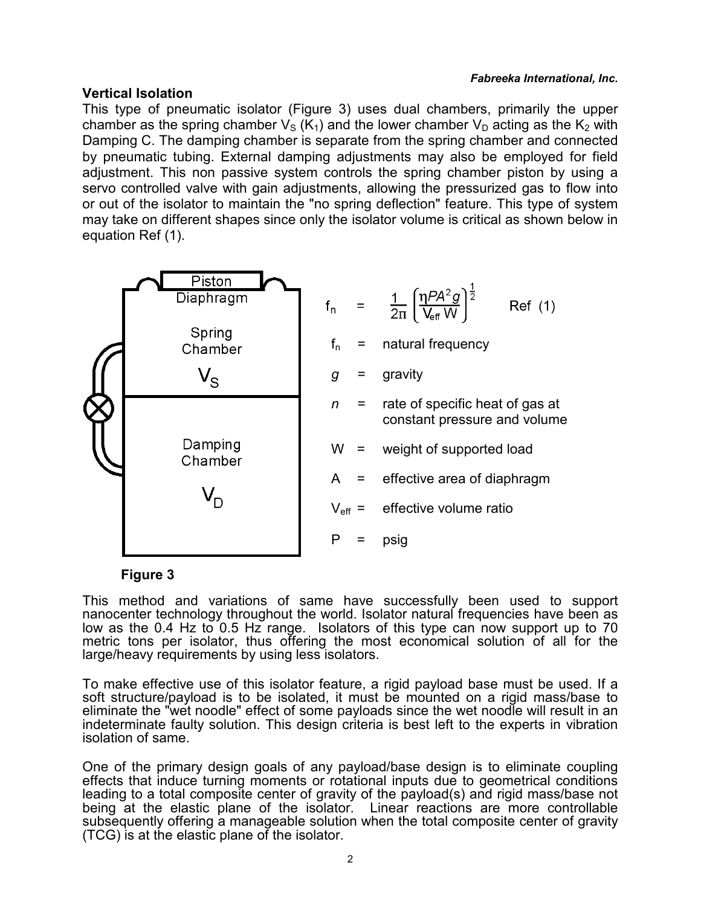## Vertical Isolation

This type of pneumatic isolator (Figure 3) uses dual chambers, primarily the upper chamber as the spring chamber $V_S$ ($K_1$) and the lower chamber $V_D$ acting as the $K_2$ with Damping C. The damping chamber is separate from the spring chamber and connected by pneumatic tubing. External damping adjustments may also be employed for field adjustment. This non passive system controls the spring chamber piston by using a servo controlled valve with gain adjustments, allowing the pressurized gas to flow into or out of the isolator to maintain the "no spring deflection" feature. This type of system may take on different shapes since only the isolator volume is critical as shown below in equation Ref (1).

Piston
Diaphragm
Spring Chamber
$V_S$
Damping Chamber
$V_D$

$$f_n = \frac{1}{2\pi}\left(\frac{\eta P A^2 g}{V_{eff}\,W}\right)^{\frac{1}{2}} \qquad \text{Ref (1)}$$

$f_n$ = natural frequency

$g$ = gravity

$n$ = rate of specific heat of gas at constant pressure and volume

W = weight of supported load

A = effective area of diaphragm

$V_{eff}$ = effective volume ratio

P = psig

**Figure 3**

This method and variations of same have successfully been used to support nanocenter technology throughout the world. Isolator natural frequencies have been as low as the 0.4 Hz to 0.5 Hz range. Isolators of this type can now support up to 70 metric tons per isolator, thus offering the most economical solution of all for the large/heavy requirements by using less isolators.

To make effective use of this isolator feature, a rigid payload base must be used. If a soft structure/payload is to be isolated, it must be mounted on a rigid mass/base to eliminate the "wet noodle" effect of some payloads since the wet noodle will result in an indeterminate faulty solution. This design criteria is best left to the experts in vibration isolation of same.

One of the primary design goals of any payload/base design is to eliminate coupling effects that induce turning moments or rotational inputs due to geometrical conditions leading to a total composite center of gravity of the payload(s) and rigid mass/base not being at the elastic plane of the isolator. Linear reactions are more controllable subsequently offering a manageable solution when the total composite center of gravity (TCG) is at the elastic plane of the isolator.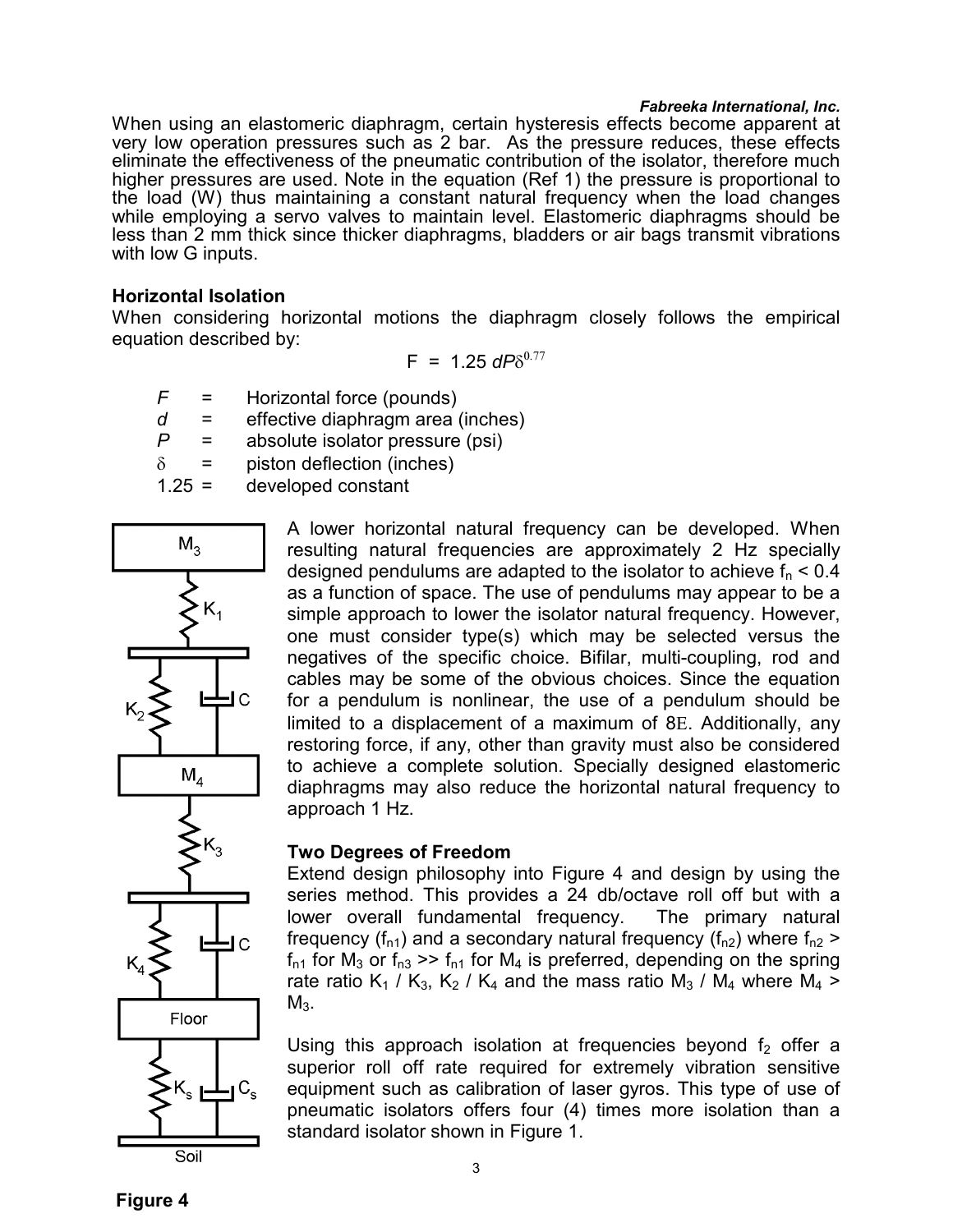When using an elastomeric diaphragm, certain hysteresis effects become apparent at very low operation pressures such as 2 bar. As the pressure reduces, these effects eliminate the effectiveness of the pneumatic contribution of the isolator, therefore much higher pressures are used. Note in the equation (Ref 1) the pressure is proportional to the load (W) thus maintaining a constant natural frequency when the load changes while employing a servo valves to maintain level. Elastomeric diaphragms should be less than 2 mm thick since thicker diaphragms, bladders or air bags transmit vibrations with low G inputs.

**Horizontal Isolation**

When considering horizontal motions the diaphragm closely follows the empirical equation described by:

$$F = 1.25\, dP\delta^{0.77}$$

- $F$ = Horizontal force (pounds)
- $d$ = effective diaphragm area (inches)
- $P$ = absolute isolator pressure (psi)
- $\delta$ = piston deflection (inches)
- 1.25 = developed constant

A lower horizontal natural frequency can be developed. When resulting natural frequencies are approximately 2 Hz specially designed pendulums are adapted to the isolator to achieve $f_n < 0.4$ as a function of space. The use of pendulums may appear to be a simple approach to lower the isolator natural frequency. However, one must consider type(s) which may be selected versus the negatives of the specific choice. Bifilar, multi-coupling, rod and cables may be some of the obvious choices. Since the equation for a pendulum is nonlinear, the use of a pendulum should be limited to a displacement of a maximum of 8E. Additionally, any restoring force, if any, other than gravity must also be considered to achieve a complete solution. Specially designed elastomeric diaphragms may also reduce the horizontal natural frequency to approach 1 Hz.

**Two Degrees of Freedom**

Extend design philosophy into Figure 4 and design by using the series method. This provides a 24 db/octave roll off but with a lower overall fundamental frequency. The primary natural frequency ($f_{n1}$) and a secondary natural frequency ($f_{n2}$) where $f_{n2} > f_{n1}$ for $M_3$ or $f_{n3} >> f_{n1}$ for $M_4$ is preferred, depending on the spring rate ratio $K_1 / K_3$, $K_2 / K_4$ and the mass ratio $M_3 / M_4$ where $M_4 > M_3$.

Using this approach isolation at frequencies beyond $f_2$ offer a superior roll off rate required for extremely vibration sensitive equipment such as calibration of laser gyros. This type of use of pneumatic isolators offers four (4) times more isolation than a standard isolator shown in Figure 1.

$M_3$, $K_1$, $K_2$, C, $M_4$, $K_3$, $K_4$, C, Floor, $K_s$, $C_s$, Soil

**Figure 4**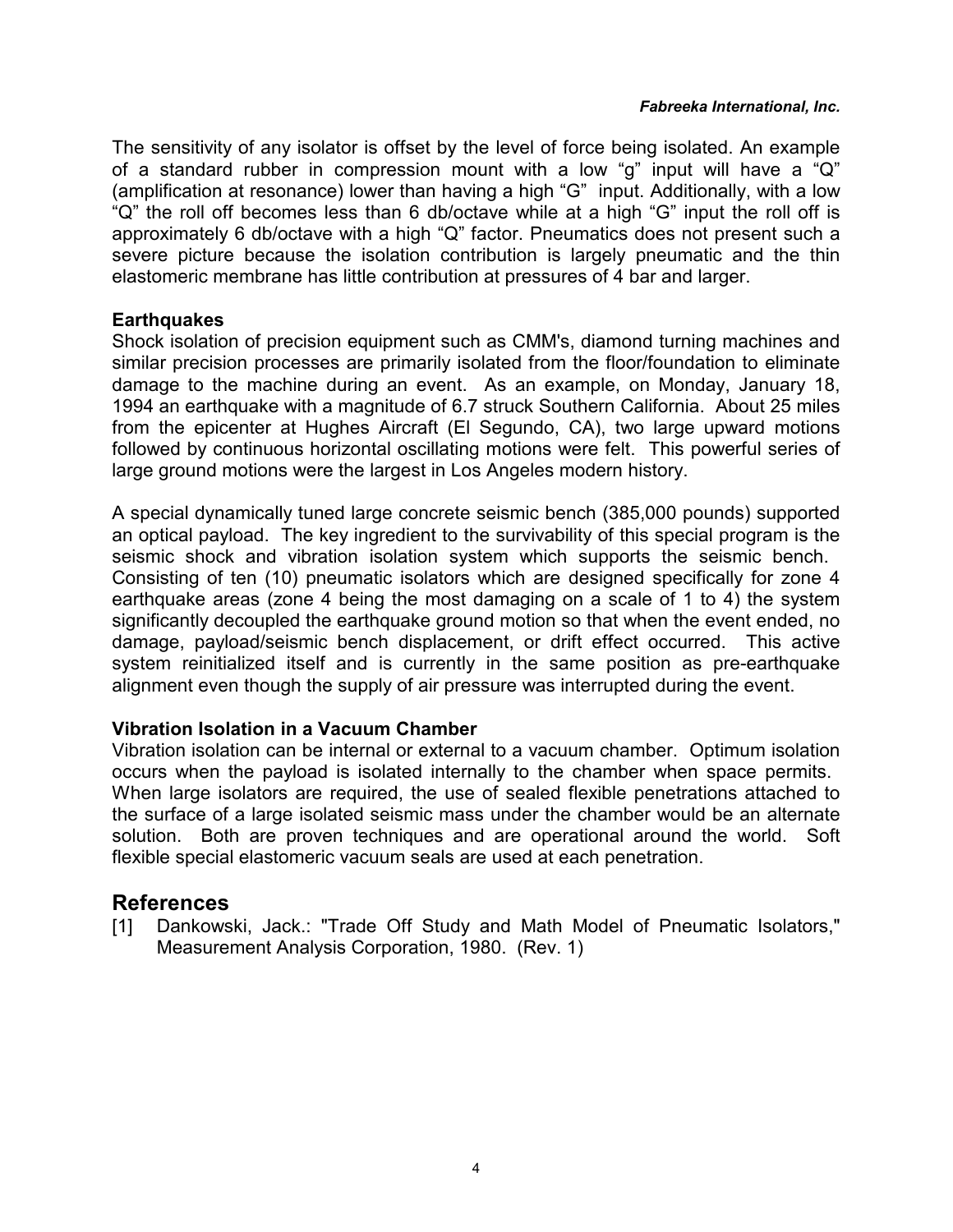The sensitivity of any isolator is offset by the level of force being isolated. An example of a standard rubber in compression mount with a low “g” input will have a “Q” (amplification at resonance) lower than having a high “G” input. Additionally, with a low “Q” the roll off becomes less than 6 db/octave while at a high “G” input the roll off is approximately 6 db/octave with a high “Q” factor. Pneumatics does not present such a severe picture because the isolation contribution is largely pneumatic and the thin elastomeric membrane has little contribution at pressures of 4 bar and larger.

### Earthquakes

Shock isolation of precision equipment such as CMM's, diamond turning machines and similar precision processes are primarily isolated from the floor/foundation to eliminate damage to the machine during an event. As an example, on Monday, January 18, 1994 an earthquake with a magnitude of 6.7 struck Southern California. About 25 miles from the epicenter at Hughes Aircraft (El Segundo, CA), two large upward motions followed by continuous horizontal oscillating motions were felt. This powerful series of large ground motions were the largest in Los Angeles modern history.

A special dynamically tuned large concrete seismic bench (385,000 pounds) supported an optical payload. The key ingredient to the survivability of this special program is the seismic shock and vibration isolation system which supports the seismic bench. Consisting of ten (10) pneumatic isolators which are designed specifically for zone 4 earthquake areas (zone 4 being the most damaging on a scale of 1 to 4) the system significantly decoupled the earthquake ground motion so that when the event ended, no damage, payload/seismic bench displacement, or drift effect occurred. This active system reinitialized itself and is currently in the same position as pre-earthquake alignment even though the supply of air pressure was interrupted during the event.

### Vibration Isolation in a Vacuum Chamber

Vibration isolation can be internal or external to a vacuum chamber. Optimum isolation occurs when the payload is isolated internally to the chamber when space permits. When large isolators are required, the use of sealed flexible penetrations attached to the surface of a large isolated seismic mass under the chamber would be an alternate solution. Both are proven techniques and are operational around the world. Soft flexible special elastomeric vacuum seals are used at each penetration.

## References

[1] Dankowski, Jack.: "Trade Off Study and Math Model of Pneumatic Isolators," Measurement Analysis Corporation, 1980. (Rev. 1)